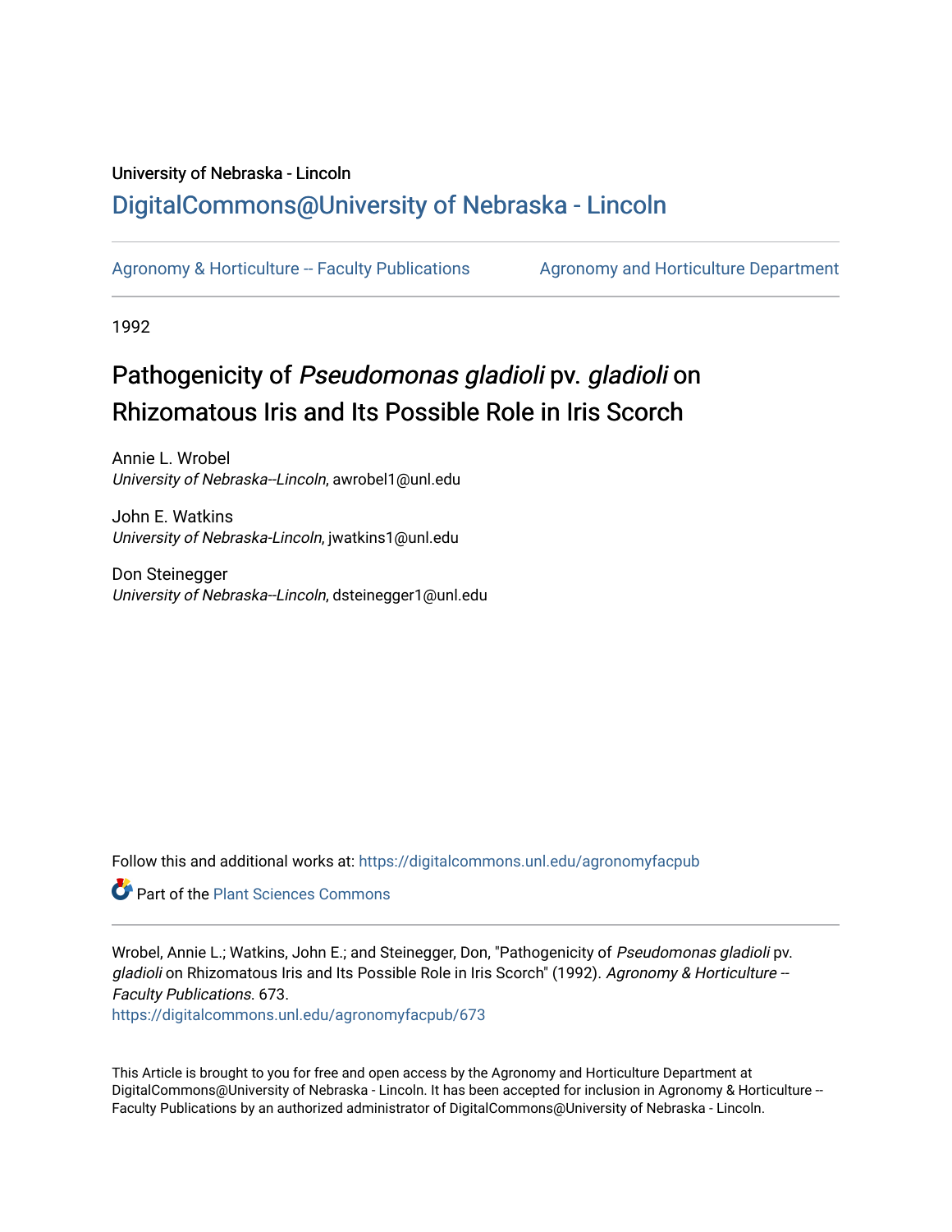University of Nebraska - Lincoln

## DigitalCommons@University of Nebraska - Lincoln

Agronomy & Horticulture -- Faculty Publications

Agronomy and Horticulture Department

1992

# Pathogenicity of *Pseudomonas gladioli* pv. *gladioli* on Rhizomatous Iris and Its Possible Role in Iris Scorch

Annie L. Wrobel
*University of Nebraska--Lincoln*, awrobel1@unl.edu

John E. Watkins
*University of Nebraska-Lincoln*, jwatkins1@unl.edu

Don Steinegger
*University of Nebraska--Lincoln*, dsteinegger1@unl.edu

Follow this and additional works at: https://digitalcommons.unl.edu/agronomyfacpub

Part of the Plant Sciences Commons

Wrobel, Annie L.; Watkins, John E.; and Steinegger, Don, "Pathogenicity of *Pseudomonas gladioli* pv. *gladioli* on Rhizomatous Iris and Its Possible Role in Iris Scorch" (1992). *Agronomy & Horticulture -- Faculty Publications*. 673.
https://digitalcommons.unl.edu/agronomyfacpub/673

This Article is brought to you for free and open access by the Agronomy and Horticulture Department at DigitalCommons@University of Nebraska - Lincoln. It has been accepted for inclusion in Agronomy & Horticulture -- Faculty Publications by an authorized administrator of DigitalCommons@University of Nebraska - Lincoln.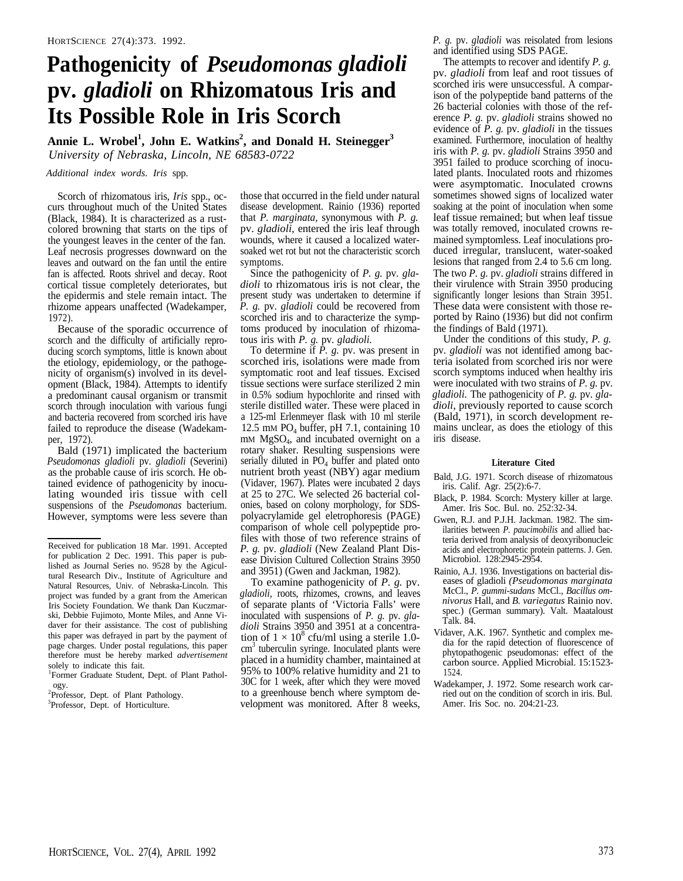# Pathogenicity of *Pseudomonas gladioli* pv. *gladioli* on Rhizomatous Iris and Its Possible Role in Iris Scorch

**Annie L. Wrobel[1], John E. Watkins[2], and Donald H. Steinegger[3]**

*University of Nebraska, Lincoln, NE 68583-0722*

*Additional index words. Iris* spp.

Scorch of rhizomatous iris, *Iris* spp., occurs throughout much of the United States (Black, 1984). It is characterized as a rust-colored browning that starts on the tips of the youngest leaves in the center of the fan. Leaf necrosis progresses downward on the leaves and outward on the fan until the entire fan is affected. Roots shrivel and decay. Root cortical tissue completely deteriorates, but the epidermis and stele remain intact. The rhizome appears unaffected (Wadekamper, 1972).

Because of the sporadic occurrence of scorch and the difficulty of artificially reproducing scorch symptoms, little is known about the etiology, epidemiology, or the pathogenicity of organism(s) involved in its development (Black, 1984). Attempts to identify a predominant causal organism or transmit scorch through inoculation with various fungi and bacteria recovered from scorched iris have failed to reproduce the disease (Wadekamper, 1972).

Bald (1971) implicated the bacterium *Pseudomonas gladioli* pv. *gladioli* (Severini) as the probable cause of iris scorch. He obtained evidence of pathogenicity by inoculating wounded iris tissue with cell suspensions of the *Pseudomonas* bacterium. However, symptoms were less severe than those that occurred in the field under natural disease development. Rainio (1936) reported that *P. marginata*, synonymous with *P. g.* pv. *gladioli*, entered the iris leaf through wounds, where it caused a localized water-soaked wet rot but not the characteristic scorch symptoms.

Since the pathogenicity of *P. g.* pv. *gladioli* to rhizomatous iris is not clear, the present study was undertaken to determine if *P. g.* pv. *gladioli* could be recovered from scorched iris and to characterize the symptoms produced by inoculation of rhizomatous iris with *P. g.* pv. *gladioli*.

To determine if *P. g.* pv. was present in scorched iris, isolations were made from symptomatic root and leaf tissues. Excised tissue sections were surface sterilized 2 min in 0.5% sodium hypochlorite and rinsed with sterile distilled water. These were placed in a 125-ml Erlenmeyer flask with 10 ml sterile 12.5 mM $PO_4$ buffer, pH 7.1, containing 10 mM $MgSO_4$, and incubated overnight on a rotary shaker. Resulting suspensions were serially diluted in $PO_4$ buffer and plated onto nutrient broth yeast (NBY) agar medium (Vidaver, 1967). Plates were incubated 2 days at 25 to 27C. We selected 26 bacterial colonies, based on colony morphology, for SDS-polyacrylamide gel eletrophoresis (PAGE) comparison of whole cell polypeptide profiles with those of two reference strains of *P. g.* pv. *gladioli* (New Zealand Plant Disease Division Cultured Collection Strains 3950 and 3951) (Gwen and Jackman, 1982).

To examine pathogenicity of *P. g.* pv. *gladioli*, roots, rhizomes, crowns, and leaves of separate plants of 'Victoria Falls' were inoculated with suspensions of *P. g.* pv. *gladioli* Strains 3950 and 3951 at a concentration of $1 \times 10^8$ cfu/ml using a sterile 1.0-$cm^3$ tuberculin syringe. Inoculated plants were placed in a humidity chamber, maintained at 95% to 100% relative humidity and 21 to 30C for 1 week, after which they were moved to a greenhouse bench where symptom development was monitored. After 8 weeks, *P. g.* pv. *gladioli* was reisolated from lesions and identified using SDS PAGE.

The attempts to recover and identify *P. g.* pv. *gladioli* from leaf and root tissues of scorched iris were unsuccessful. A comparison of the polypeptide band patterns of the 26 bacterial colonies with those of the reference *P. g.* pv. *gladioli* strains showed no evidence of *P. g.* pv. *gladioli* in the tissues examined. Furthermore, inoculation of healthy iris with *P. g.* pv. *gladioli* Strains 3950 and 3951 failed to produce scorching of inoculated plants. Inoculated roots and rhizomes were asymptomatic. Inoculated crowns sometimes showed signs of localized water soaking at the point of inoculation when some leaf tissue remained; but when leaf tissue was totally removed, inoculated crowns remained symptomless. Leaf inoculations produced irregular, translucent, water-soaked lesions that ranged from 2.4 to 5.6 cm long. The two *P. g.* pv. *gladioli* strains differed in their virulence with Strain 3950 producing significantly longer lesions than Strain 3951. These data were consistent with those reported by Raino (1936) but did not confirm the findings of Bald (1971).

Under the conditions of this study, *P. g.* pv. *gladioli* was not identified among bacteria isolated from scorched iris nor were scorch symptoms induced when healthy iris were inoculated with two strains of *P. g.* pv. *gladioli*. The pathogenicity of *P. g.* pv. *gladioli*, previously reported to cause scorch (Bald, 1971), in scorch development remains unclear, as does the etiology of this iris disease.

Received for publication 18 Mar. 1991. Accepted for publication 2 Dec. 1991. This paper is published as Journal Series no. 9528 by the Agicultural Research Div., Institute of Agriculture and Natural Resources, Univ. of Nebraska-Lincoln. This project was funded by a grant from the American Iris Society Foundation. We thank Dan Kuczmarski, Debbie Fujimoto, Monte Miles, and Anne Vidaver for their assistance. The cost of publishing this paper was defrayed in part by the payment of page charges. Under postal regulations, this paper therefore must be hereby marked *advertisement* solely to indicate this fait.

[1]Former Graduate Student, Dept. of Plant Pathology.

[2]Professor, Dept. of Plant Pathology.

[3]Professor, Dept. of Horticulture.

## Literature Cited

- Bald, J.G. 1971. Scorch disease of rhizomatous iris. Calif. Agr. 25(2):6-7.
- Black, P. 1984. Scorch: Mystery killer at large. Amer. Iris Soc. Bul. no. 252:32-34.
- Gwen, R.J. and P.J.H. Jackman. 1982. The similarities between *P. paucimobilis* and allied bacteria derived from analysis of deoxyribonucleic acids and electrophoretic protein patterns. J. Gen. Microbiol. 128:2945-2954.
- Rainio, A.J. 1936. Investigations on bacterial diseases of gladioli *(Pseudomonas marginata* McCl., *P. gummi-sudans* McCl., *Bacillus omnivorus* Hall, and *B. variegatus* Rainio nov. spec.) (German summary). Valt. Maataloust Talk. 84.
- Vidaver, A.K. 1967. Synthetic and complex media for the rapid detection of fluorescence of phytopathogenic pseudomonas: effect of the carbon source. Applied Microbial. 15:1523-1524.
- Wadekamper, J. 1972. Some research work carried out on the condition of scorch in iris. Bul. Amer. Iris Soc. no. 204:21-23.